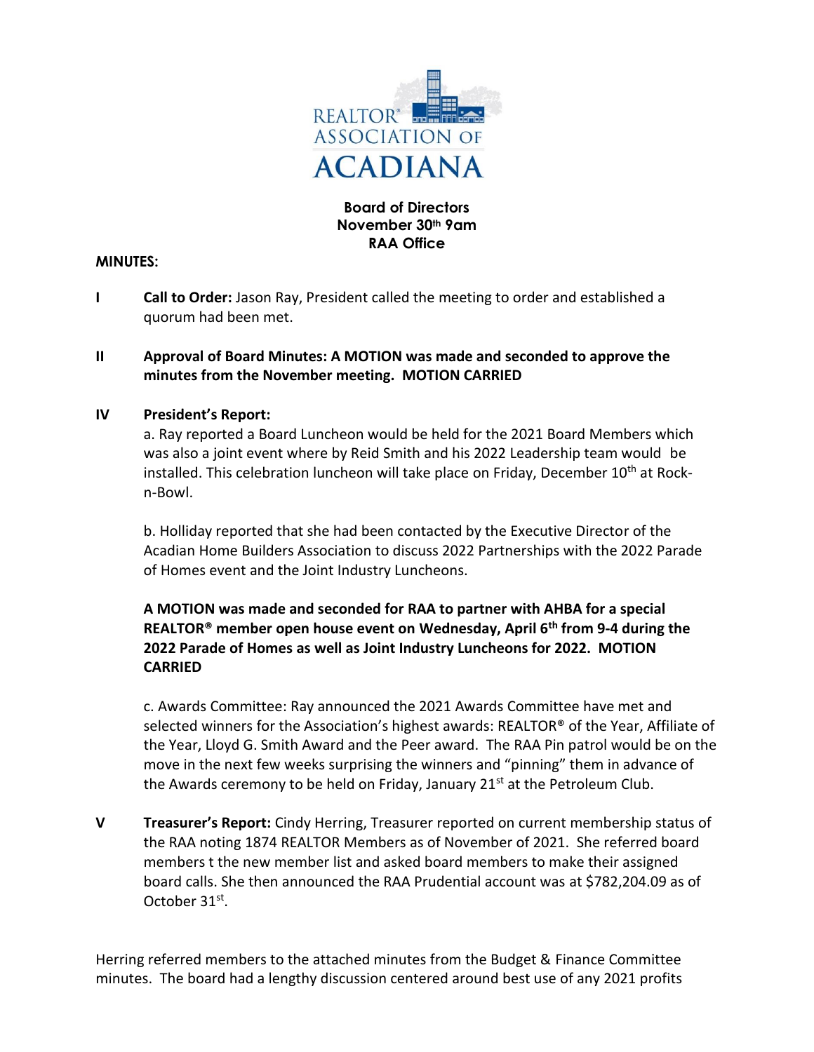**Board of Directors**
**November 30th 9am**
**RAA Office**

**MINUTES:**

**I** **Call to Order:** Jason Ray, President called the meeting to order and established a quorum had been met.

**II** **Approval of Board Minutes: A MOTION was made and seconded to approve the minutes from the November meeting. MOTION CARRIED**

**IV** **President's Report:**

a. Ray reported a Board Luncheon would be held for the 2021 Board Members which was also a joint event where by Reid Smith and his 2022 Leadership team would be installed. This celebration luncheon will take place on Friday, December 10th at Rock-n-Bowl.

b. Holliday reported that she had been contacted by the Executive Director of the Acadian Home Builders Association to discuss 2022 Partnerships with the 2022 Parade of Homes event and the Joint Industry Luncheons.

**A MOTION was made and seconded for RAA to partner with AHBA for a special REALTOR® member open house event on Wednesday, April 6th from 9-4 during the 2022 Parade of Homes as well as Joint Industry Luncheons for 2022. MOTION CARRIED**

c. Awards Committee: Ray announced the 2021 Awards Committee have met and selected winners for the Association's highest awards: REALTOR® of the Year, Affiliate of the Year, Lloyd G. Smith Award and the Peer award. The RAA Pin patrol would be on the move in the next few weeks surprising the winners and "pinning" them in advance of the Awards ceremony to be held on Friday, January 21st at the Petroleum Club.

**V** **Treasurer's Report:** Cindy Herring, Treasurer reported on current membership status of the RAA noting 1874 REALTOR Members as of November of 2021. She referred board members t the new member list and asked board members to make their assigned board calls. She then announced the RAA Prudential account was at $782,204.09 as of October 31st.

Herring referred members to the attached minutes from the Budget & Finance Committee minutes. The board had a lengthy discussion centered around best use of any 2021 profits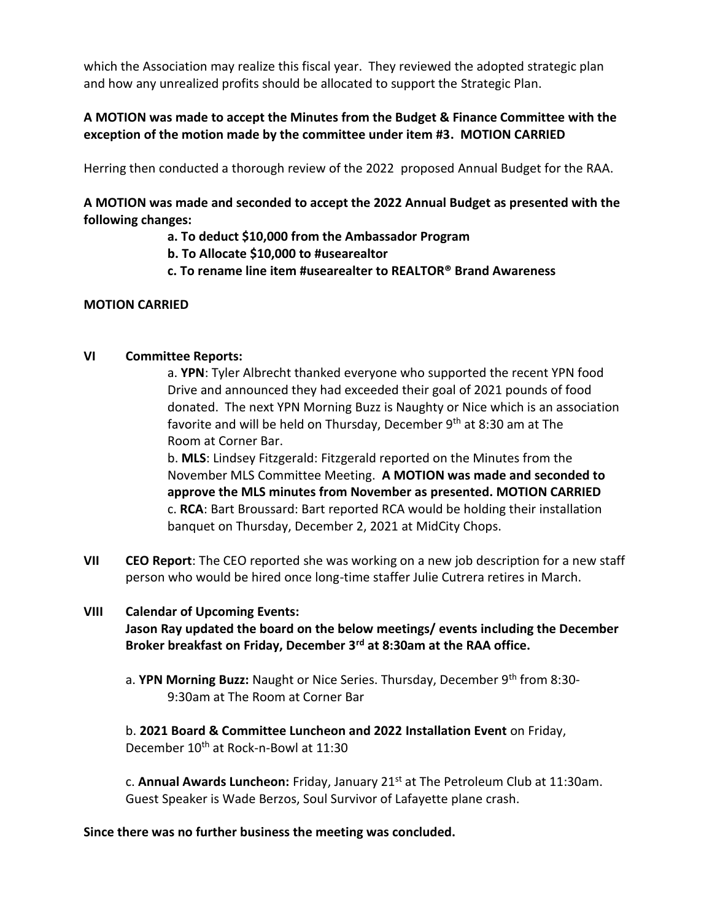which the Association may realize this fiscal year. They reviewed the adopted strategic plan and how any unrealized profits should be allocated to support the Strategic Plan.

**A MOTION was made to accept the Minutes from the Budget & Finance Committee with the exception of the motion made by the committee under item #3. MOTION CARRIED**

Herring then conducted a thorough review of the 2022 proposed Annual Budget for the RAA.

**A MOTION was made and seconded to accept the 2022 Annual Budget as presented with the following changes:**

**a. To deduct $10,000 from the Ambassador Program**
**b. To Allocate $10,000 to #usearealtor**
**c. To rename line item #usearealter to REALTOR® Brand Awareness**

**MOTION CARRIED**

**VI Committee Reports:**

a. **YPN**: Tyler Albrecht thanked everyone who supported the recent YPN food Drive and announced they had exceeded their goal of 2021 pounds of food donated. The next YPN Morning Buzz is Naughty or Nice which is an association favorite and will be held on Thursday, December 9th at 8:30 am at The Room at Corner Bar.

b. **MLS**: Lindsey Fitzgerald: Fitzgerald reported on the Minutes from the November MLS Committee Meeting. **A MOTION was made and seconded to approve the MLS minutes from November as presented. MOTION CARRIED**

c. **RCA**: Bart Broussard: Bart reported RCA would be holding their installation banquet on Thursday, December 2, 2021 at MidCity Chops.

**VII CEO Report**: The CEO reported she was working on a new job description for a new staff person who would be hired once long-time staffer Julie Cutrera retires in March.

**VIII Calendar of Upcoming Events:**
**Jason Ray updated the board on the below meetings/ events including the December Broker breakfast on Friday, December 3rd at 8:30am at the RAA office.**

a. **YPN Morning Buzz:** Naught or Nice Series. Thursday, December 9th from 8:30-9:30am at The Room at Corner Bar

b. **2021 Board & Committee Luncheon and 2022 Installation Event** on Friday, December 10th at Rock-n-Bowl at 11:30

c. **Annual Awards Luncheon:** Friday, January 21st at The Petroleum Club at 11:30am. Guest Speaker is Wade Berzos, Soul Survivor of Lafayette plane crash.

**Since there was no further business the meeting was concluded.**